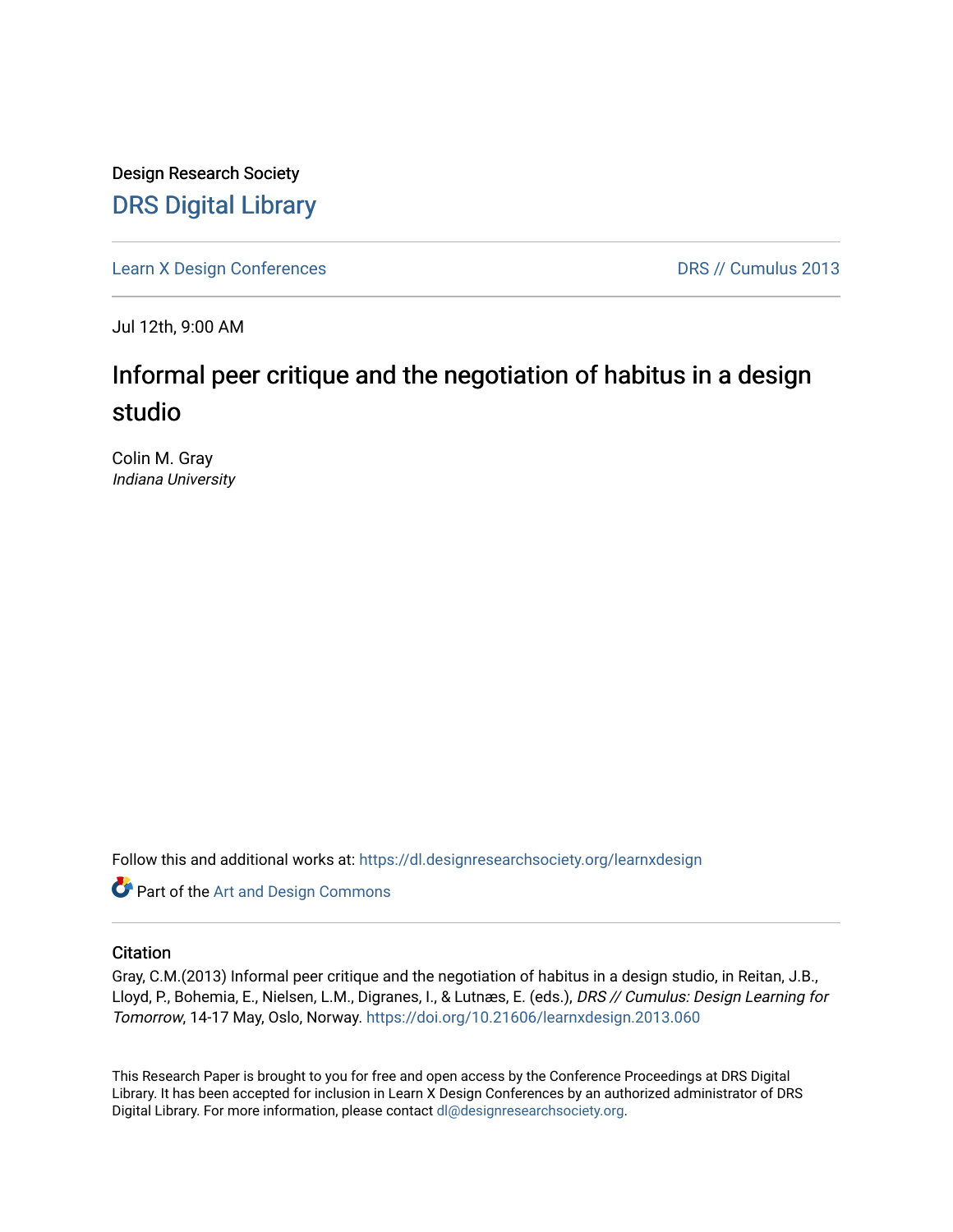Design Research Society

# DRS Digital Library

Learn X Design Conferences

DRS // Cumulus 2013

Jul 12th, 9:00 AM

## Informal peer critique and the negotiation of habitus in a design studio

Colin M. Gray
*Indiana University*

Follow this and additional works at: https://dl.designresearchsociety.org/learnxdesign

Part of the Art and Design Commons

### Citation

Gray, C.M.(2013) Informal peer critique and the negotiation of habitus in a design studio, in Reitan, J.B., Lloyd, P., Bohemia, E., Nielsen, L.M., Digranes, I., & Lutnæs, E. (eds.), *DRS // Cumulus: Design Learning for Tomorrow*, 14-17 May, Oslo, Norway. https://doi.org/10.21606/learnxdesign.2013.060

This Research Paper is brought to you for free and open access by the Conference Proceedings at DRS Digital Library. It has been accepted for inclusion in Learn X Design Conferences by an authorized administrator of DRS Digital Library. For more information, please contact dl@designresearchsociety.org.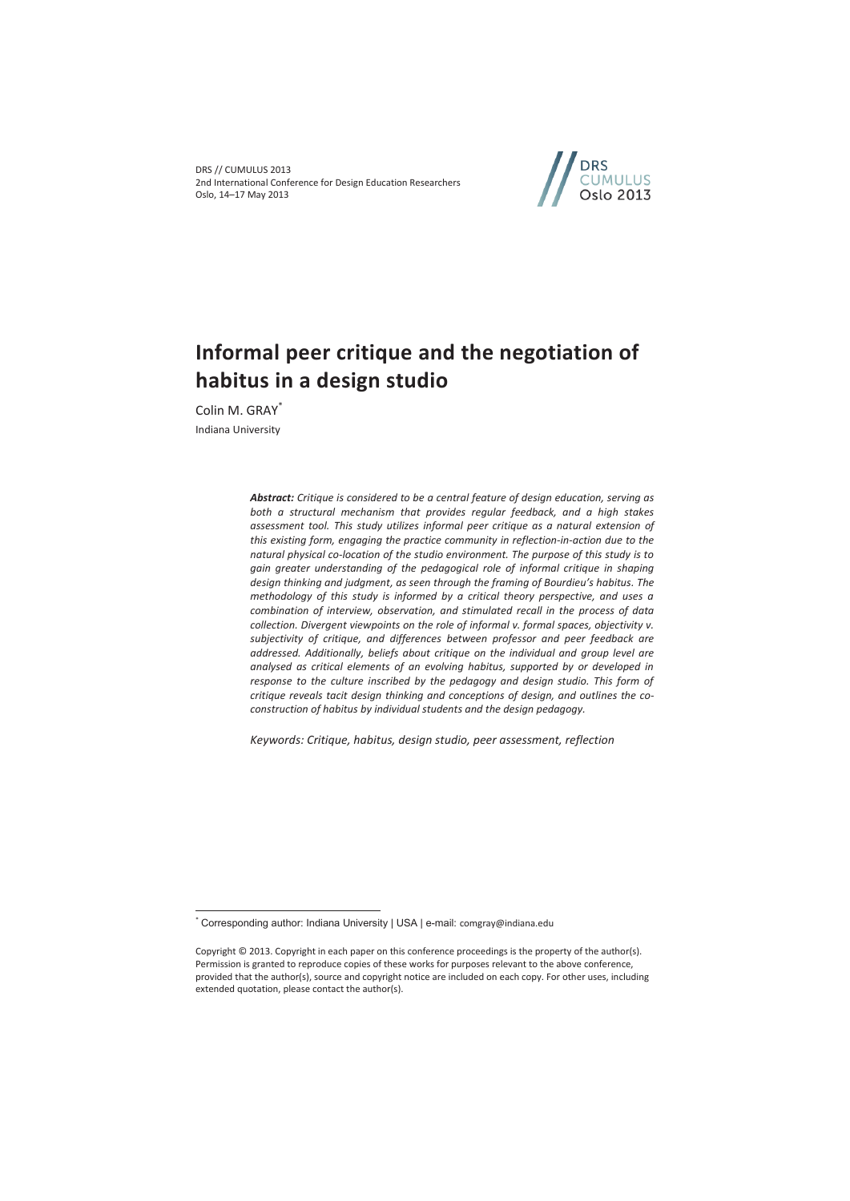# Informal peer critique and the negotiation of habitus in a design studio

Colin M. GRAY[*]

Indiana University

***Abstract:*** *Critique is considered to be a central feature of design education, serving as both a structural mechanism that provides regular feedback, and a high stakes assessment tool. This study utilizes informal peer critique as a natural extension of this existing form, engaging the practice community in reflection-in-action due to the natural physical co-location of the studio environment. The purpose of this study is to gain greater understanding of the pedagogical role of informal critique in shaping design thinking and judgment, as seen through the framing of Bourdieu's habitus. The methodology of this study is informed by a critical theory perspective, and uses a combination of interview, observation, and stimulated recall in the process of data collection. Divergent viewpoints on the role of informal v. formal spaces, objectivity v. subjectivity of critique, and differences between professor and peer feedback are addressed. Additionally, beliefs about critique on the individual and group level are analysed as critical elements of an evolving habitus, supported by or developed in response to the culture inscribed by the pedagogy and design studio. This form of critique reveals tacit design thinking and conceptions of design, and outlines the co-construction of habitus by individual students and the design pedagogy.*

*Keywords: Critique, habitus, design studio, peer assessment, reflection*

[*] Corresponding author: Indiana University | USA | e-mail: comgray@indiana.edu

Copyright © 2013. Copyright in each paper on this conference proceedings is the property of the author(s). Permission is granted to reproduce copies of these works for purposes relevant to the above conference, provided that the author(s), source and copyright notice are included on each copy. For other uses, including extended quotation, please contact the author(s).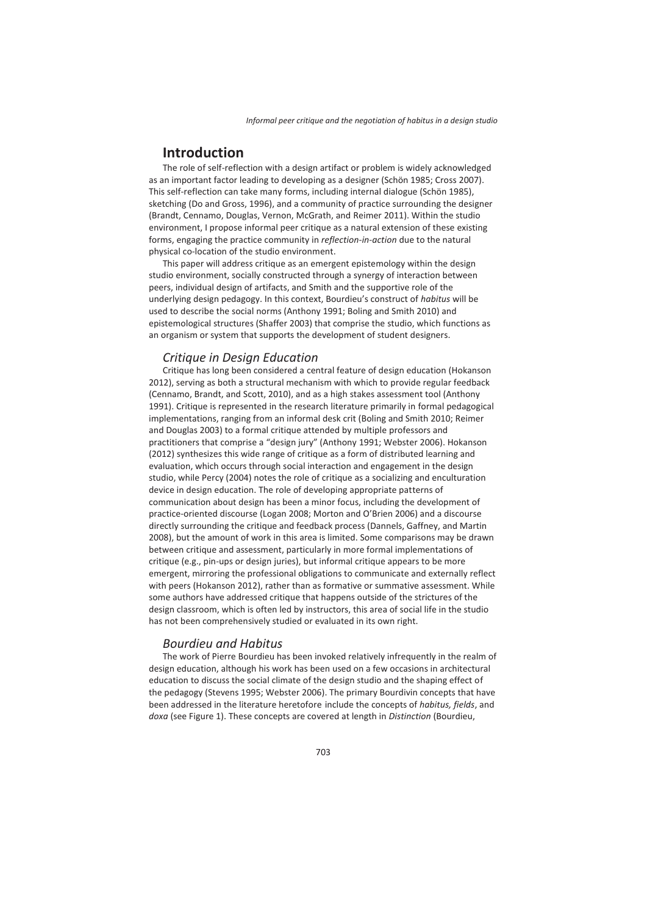# Introduction

The role of self-reflection with a design artifact or problem is widely acknowledged as an important factor leading to developing as a designer (Schön 1985; Cross 2007). This self-reflection can take many forms, including internal dialogue (Schön 1985), sketching (Do and Gross, 1996), and a community of practice surrounding the designer (Brandt, Cennamo, Douglas, Vernon, McGrath, and Reimer 2011). Within the studio environment, I propose informal peer critique as a natural extension of these existing forms, engaging the practice community in *reflection-in-action* due to the natural physical co-location of the studio environment.

This paper will address critique as an emergent epistemology within the design studio environment, socially constructed through a synergy of interaction between peers, individual design of artifacts, and Smith and the supportive role of the underlying design pedagogy. In this context, Bourdieu's construct of *habitus* will be used to describe the social norms (Anthony 1991; Boling and Smith 2010) and epistemological structures (Shaffer 2003) that comprise the studio, which functions as an organism or system that supports the development of student designers.

## *Critique in Design Education*

Critique has long been considered a central feature of design education (Hokanson 2012), serving as both a structural mechanism with which to provide regular feedback (Cennamo, Brandt, and Scott, 2010), and as a high stakes assessment tool (Anthony 1991). Critique is represented in the research literature primarily in formal pedagogical implementations, ranging from an informal desk crit (Boling and Smith 2010; Reimer and Douglas 2003) to a formal critique attended by multiple professors and practitioners that comprise a "design jury" (Anthony 1991; Webster 2006). Hokanson (2012) synthesizes this wide range of critique as a form of distributed learning and evaluation, which occurs through social interaction and engagement in the design studio, while Percy (2004) notes the role of critique as a socializing and enculturation device in design education. The role of developing appropriate patterns of communication about design has been a minor focus, including the development of practice-oriented discourse (Logan 2008; Morton and O'Brien 2006) and a discourse directly surrounding the critique and feedback process (Dannels, Gaffney, and Martin 2008), but the amount of work in this area is limited. Some comparisons may be drawn between critique and assessment, particularly in more formal implementations of critique (e.g., pin-ups or design juries), but informal critique appears to be more emergent, mirroring the professional obligations to communicate and externally reflect with peers (Hokanson 2012), rather than as formative or summative assessment. While some authors have addressed critique that happens outside of the strictures of the design classroom, which is often led by instructors, this area of social life in the studio has not been comprehensively studied or evaluated in its own right.

## *Bourdieu and Habitus*

The work of Pierre Bourdieu has been invoked relatively infrequently in the realm of design education, although his work has been used on a few occasions in architectural education to discuss the social climate of the design studio and the shaping effect of the pedagogy (Stevens 1995; Webster 2006). The primary Bourdivin concepts that have been addressed in the literature heretofore include the concepts of *habitus, fields*, and *doxa* (see Figure 1). These concepts are covered at length in *Distinction* (Bourdieu,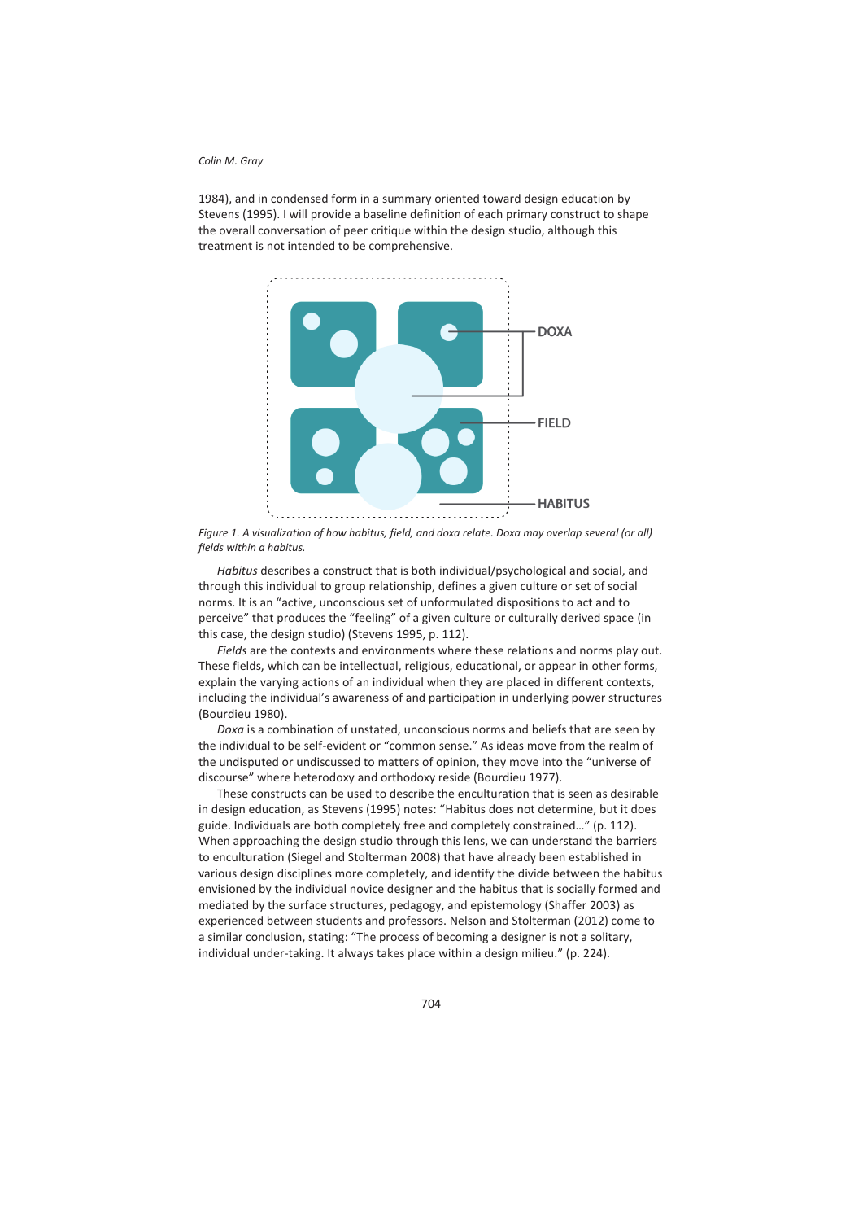1984), and in condensed form in a summary oriented toward design education by Stevens (1995). I will provide a baseline definition of each primary construct to shape the overall conversation of peer critique within the design studio, although this treatment is not intended to be comprehensive.

DOXA

FIELD

HABITUS

*Figure 1. A visualization of how habitus, field, and doxa relate. Doxa may overlap several (or all) fields within a habitus.*

*Habitus* describes a construct that is both individual/psychological and social, and through this individual to group relationship, defines a given culture or set of social norms. It is an "active, unconscious set of unformulated dispositions to act and to perceive" that produces the "feeling" of a given culture or culturally derived space (in this case, the design studio) (Stevens 1995, p. 112).

*Fields* are the contexts and environments where these relations and norms play out. These fields, which can be intellectual, religious, educational, or appear in other forms, explain the varying actions of an individual when they are placed in different contexts, including the individual's awareness of and participation in underlying power structures (Bourdieu 1980).

*Doxa* is a combination of unstated, unconscious norms and beliefs that are seen by the individual to be self-evident or "common sense." As ideas move from the realm of the undisputed or undiscussed to matters of opinion, they move into the "universe of discourse" where heterodoxy and orthodoxy reside (Bourdieu 1977).

These constructs can be used to describe the enculturation that is seen as desirable in design education, as Stevens (1995) notes: "Habitus does not determine, but it does guide. Individuals are both completely free and completely constrained…" (p. 112). When approaching the design studio through this lens, we can understand the barriers to enculturation (Siegel and Stolterman 2008) that have already been established in various design disciplines more completely, and identify the divide between the habitus envisioned by the individual novice designer and the habitus that is socially formed and mediated by the surface structures, pedagogy, and epistemology (Shaffer 2003) as experienced between students and professors. Nelson and Stolterman (2012) come to a similar conclusion, stating: "The process of becoming a designer is not a solitary, individual under-taking. It always takes place within a design milieu." (p. 224).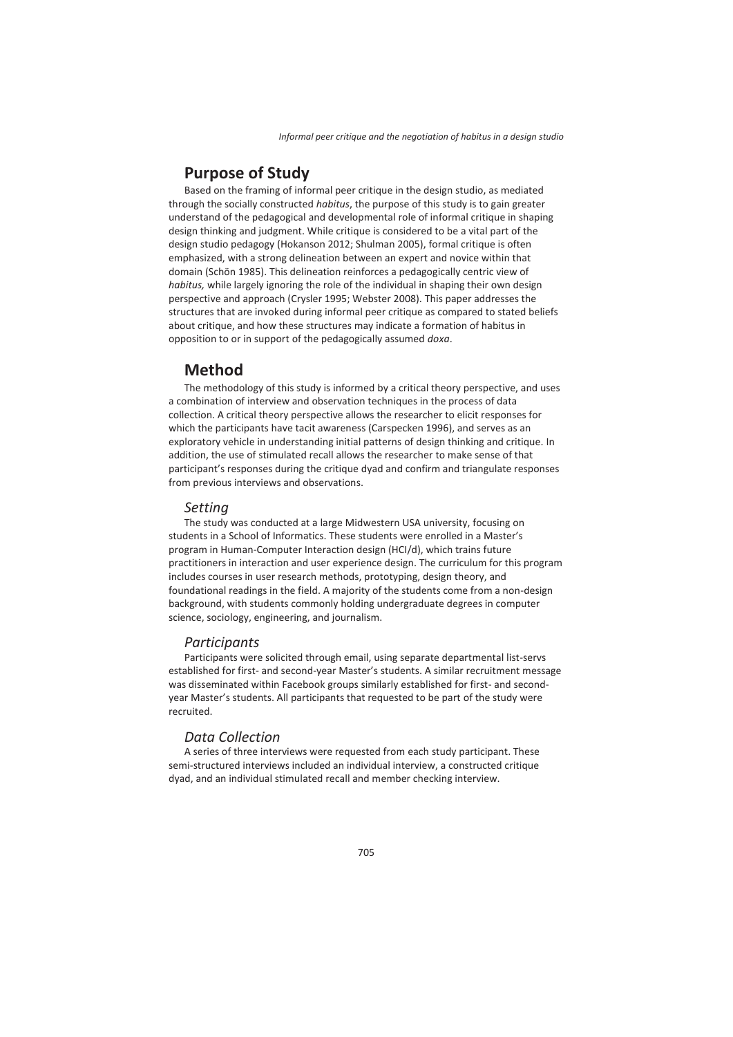## Purpose of Study

Based on the framing of informal peer critique in the design studio, as mediated through the socially constructed *habitus*, the purpose of this study is to gain greater understand of the pedagogical and developmental role of informal critique in shaping design thinking and judgment. While critique is considered to be a vital part of the design studio pedagogy (Hokanson 2012; Shulman 2005), formal critique is often emphasized, with a strong delineation between an expert and novice within that domain (Schön 1985). This delineation reinforces a pedagogically centric view of *habitus,* while largely ignoring the role of the individual in shaping their own design perspective and approach (Crysler 1995; Webster 2008). This paper addresses the structures that are invoked during informal peer critique as compared to stated beliefs about critique, and how these structures may indicate a formation of habitus in opposition to or in support of the pedagogically assumed *doxa*.

## Method

The methodology of this study is informed by a critical theory perspective, and uses a combination of interview and observation techniques in the process of data collection. A critical theory perspective allows the researcher to elicit responses for which the participants have tacit awareness (Carspecken 1996), and serves as an exploratory vehicle in understanding initial patterns of design thinking and critique. In addition, the use of stimulated recall allows the researcher to make sense of that participant's responses during the critique dyad and confirm and triangulate responses from previous interviews and observations.

### *Setting*

The study was conducted at a large Midwestern USA university, focusing on students in a School of Informatics. These students were enrolled in a Master's program in Human-Computer Interaction design (HCI/d), which trains future practitioners in interaction and user experience design. The curriculum for this program includes courses in user research methods, prototyping, design theory, and foundational readings in the field. A majority of the students come from a non-design background, with students commonly holding undergraduate degrees in computer science, sociology, engineering, and journalism.

### *Participants*

Participants were solicited through email, using separate departmental list-servs established for first- and second-year Master's students. A similar recruitment message was disseminated within Facebook groups similarly established for first- and second-year Master's students. All participants that requested to be part of the study were recruited.

### *Data Collection*

A series of three interviews were requested from each study participant. These semi-structured interviews included an individual interview, a constructed critique dyad, and an individual stimulated recall and member checking interview.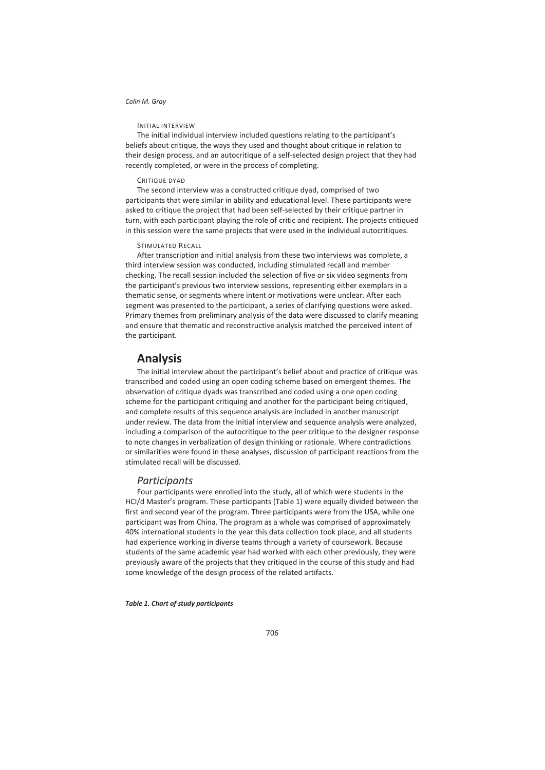#### Initial interview

The initial individual interview included questions relating to the participant's beliefs about critique, the ways they used and thought about critique in relation to their design process, and an autocritique of a self-selected design project that they had recently completed, or were in the process of completing.

#### Critique dyad

The second interview was a constructed critique dyad, comprised of two participants that were similar in ability and educational level. These participants were asked to critique the project that had been self-selected by their critique partner in turn, with each participant playing the role of critic and recipient. The projects critiqued in this session were the same projects that were used in the individual autocritiques.

#### Stimulated Recall

After transcription and initial analysis from these two interviews was complete, a third interview session was conducted, including stimulated recall and member checking. The recall session included the selection of five or six video segments from the participant's previous two interview sessions, representing either exemplars in a thematic sense, or segments where intent or motivations were unclear. After each segment was presented to the participant, a series of clarifying questions were asked. Primary themes from preliminary analysis of the data were discussed to clarify meaning and ensure that thematic and reconstructive analysis matched the perceived intent of the participant.

## Analysis

The initial interview about the participant's belief about and practice of critique was transcribed and coded using an open coding scheme based on emergent themes. The observation of critique dyads was transcribed and coded using a one open coding scheme for the participant critiquing and another for the participant being critiqued, and complete results of this sequence analysis are included in another manuscript under review. The data from the initial interview and sequence analysis were analyzed, including a comparison of the autocritique to the peer critique to the designer response to note changes in verbalization of design thinking or rationale. Where contradictions or similarities were found in these analyses, discussion of participant reactions from the stimulated recall will be discussed.

### *Participants*

Four participants were enrolled into the study, all of which were students in the HCI/d Master's program. These participants (Table 1) were equally divided between the first and second year of the program. Three participants were from the USA, while one participant was from China. The program as a whole was comprised of approximately 40% international students in the year this data collection took place, and all students had experience working in diverse teams through a variety of coursework. Because students of the same academic year had worked with each other previously, they were previously aware of the projects that they critiqued in the course of this study and had some knowledge of the design process of the related artifacts.

***Table 1. Chart of study participants***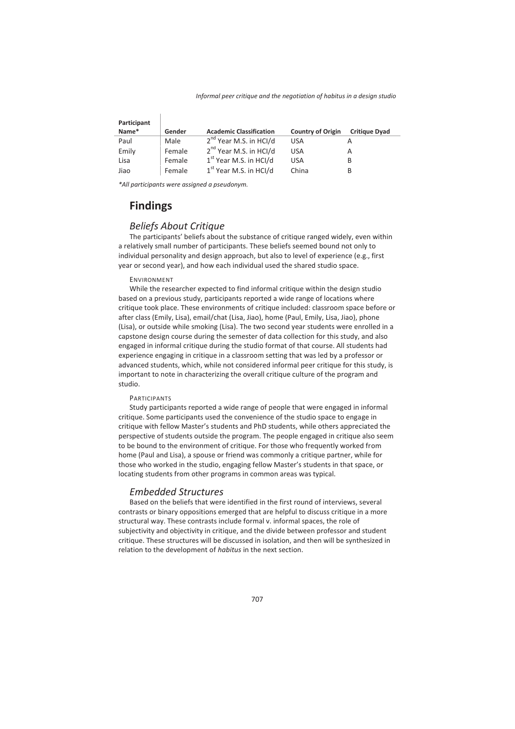| Participant Name* | Gender | Academic Classification | Country of Origin | Critique Dyad |
|---|---|---|---|---|
| Paul | Male | 2nd Year M.S. in HCI/d | USA | A |
| Emily | Female | 2nd Year M.S. in HCI/d | USA | A |
| Lisa | Female | 1st Year M.S. in HCI/d | USA | B |
| Jiao | Female | 1st Year M.S. in HCI/d | China | B |

*\*All participants were assigned a pseudonym.*

# Findings

## *Beliefs About Critique*

The participants' beliefs about the substance of critique ranged widely, even within a relatively small number of participants. These beliefs seemed bound not only to individual personality and design approach, but also to level of experience (e.g., first year or second year), and how each individual used the shared studio space.

### Environment

While the researcher expected to find informal critique within the design studio based on a previous study, participants reported a wide range of locations where critique took place. These environments of critique included: classroom space before or after class (Emily, Lisa), email/chat (Lisa, Jiao), home (Paul, Emily, Lisa, Jiao), phone (Lisa), or outside while smoking (Lisa). The two second year students were enrolled in a capstone design course during the semester of data collection for this study, and also engaged in informal critique during the studio format of that course. All students had experience engaging in critique in a classroom setting that was led by a professor or advanced students, which, while not considered informal peer critique for this study, is important to note in characterizing the overall critique culture of the program and studio.

### Participants

Study participants reported a wide range of people that were engaged in informal critique. Some participants used the convenience of the studio space to engage in critique with fellow Master's students and PhD students, while others appreciated the perspective of students outside the program. The people engaged in critique also seem to be bound to the environment of critique. For those who frequently worked from home (Paul and Lisa), a spouse or friend was commonly a critique partner, while for those who worked in the studio, engaging fellow Master's students in that space, or locating students from other programs in common areas was typical.

## *Embedded Structures*

Based on the beliefs that were identified in the first round of interviews, several contrasts or binary oppositions emerged that are helpful to discuss critique in a more structural way. These contrasts include formal v. informal spaces, the role of subjectivity and objectivity in critique, and the divide between professor and student critique. These structures will be discussed in isolation, and then will be synthesized in relation to the development of *habitus* in the next section.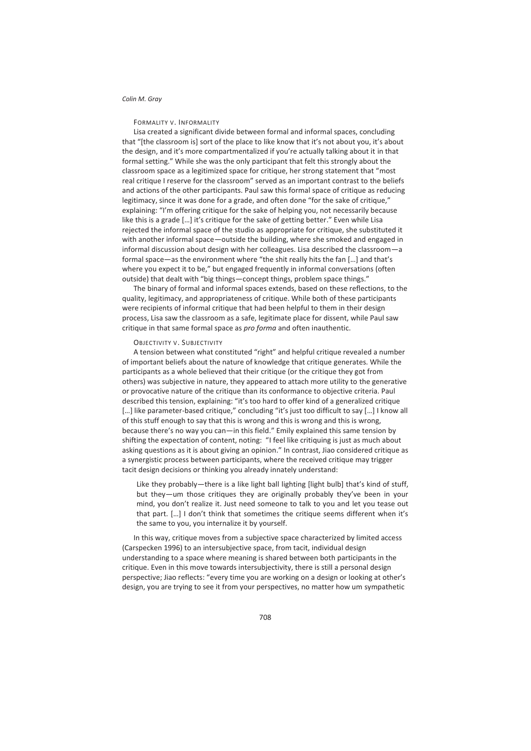#### Formality v. Informality

Lisa created a significant divide between formal and informal spaces, concluding that "[the classroom is] sort of the place to like know that it's not about you, it's about the design, and it's more compartmentalized if you're actually talking about it in that formal setting." While she was the only participant that felt this strongly about the classroom space as a legitimized space for critique, her strong statement that "most real critique I reserve for the classroom" served as an important contrast to the beliefs and actions of the other participants. Paul saw this formal space of critique as reducing legitimacy, since it was done for a grade, and often done "for the sake of critique," explaining: "I'm offering critique for the sake of helping you, not necessarily because like this is a grade […] it's critique for the sake of getting better." Even while Lisa rejected the informal space of the studio as appropriate for critique, she substituted it with another informal space—outside the building, where she smoked and engaged in informal discussion about design with her colleagues. Lisa described the classroom—a formal space—as the environment where "the shit really hits the fan […] and that's where you expect it to be," but engaged frequently in informal conversations (often outside) that dealt with "big things—concept things, problem space things."

The binary of formal and informal spaces extends, based on these reflections, to the quality, legitimacy, and appropriateness of critique. While both of these participants were recipients of informal critique that had been helpful to them in their design process, Lisa saw the classroom as a safe, legitimate place for dissent, while Paul saw critique in that same formal space as *pro forma* and often inauthentic.

#### Objectivity v. Subjectivity

A tension between what constituted "right" and helpful critique revealed a number of important beliefs about the nature of knowledge that critique generates. While the participants as a whole believed that their critique (or the critique they got from others) was subjective in nature, they appeared to attach more utility to the generative or provocative nature of the critique than its conformance to objective criteria. Paul described this tension, explaining: "it's too hard to offer kind of a generalized critique […] like parameter-based critique," concluding "it's just too difficult to say […] I know all of this stuff enough to say that this is wrong and this is wrong and this is wrong, because there's no way you can—in this field." Emily explained this same tension by shifting the expectation of content, noting: "I feel like critiquing is just as much about asking questions as it is about giving an opinion." In contrast, Jiao considered critique as a synergistic process between participants, where the received critique may trigger tacit design decisions or thinking you already innately understand:

> Like they probably—there is a like light ball lighting [light bulb] that's kind of stuff, but they—um those critiques they are originally probably they've been in your mind, you don't realize it. Just need someone to talk to you and let you tease out that part. […] I don't think that sometimes the critique seems different when it's the same to you, you internalize it by yourself.

In this way, critique moves from a subjective space characterized by limited access (Carspecken 1996) to an intersubjective space, from tacit, individual design understanding to a space where meaning is shared between both participants in the critique. Even in this move towards intersubjectivity, there is still a personal design perspective; Jiao reflects: "every time you are working on a design or looking at other's design, you are trying to see it from your perspectives, no matter how um sympathetic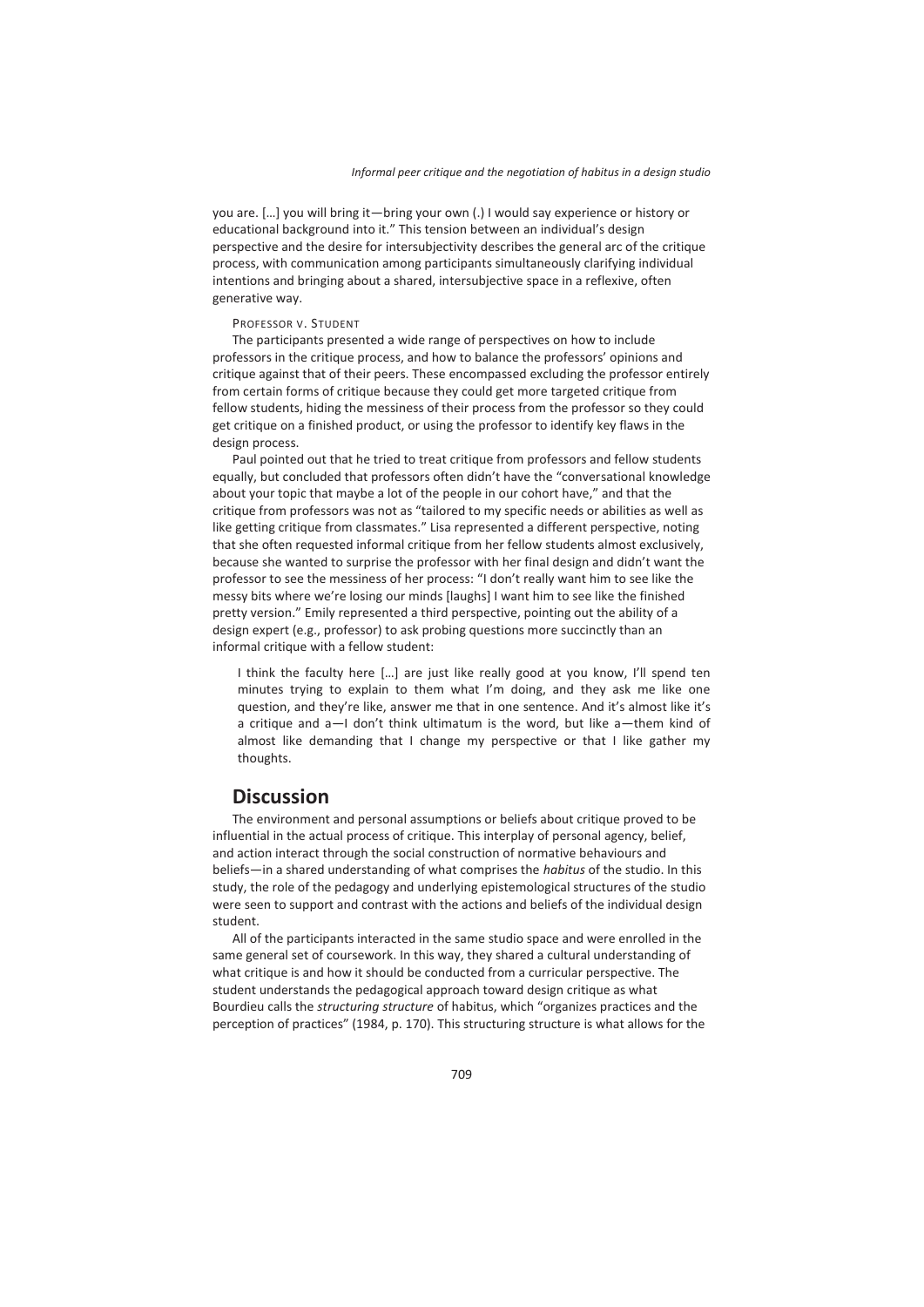you are. […] you will bring it—bring your own (.) I would say experience or history or educational background into it." This tension between an individual's design perspective and the desire for intersubjectivity describes the general arc of the critique process, with communication among participants simultaneously clarifying individual intentions and bringing about a shared, intersubjective space in a reflexive, often generative way.

#### PROFESSOR V. STUDENT

The participants presented a wide range of perspectives on how to include professors in the critique process, and how to balance the professors' opinions and critique against that of their peers. These encompassed excluding the professor entirely from certain forms of critique because they could get more targeted critique from fellow students, hiding the messiness of their process from the professor so they could get critique on a finished product, or using the professor to identify key flaws in the design process.

Paul pointed out that he tried to treat critique from professors and fellow students equally, but concluded that professors often didn't have the "conversational knowledge about your topic that maybe a lot of the people in our cohort have," and that the critique from professors was not as "tailored to my specific needs or abilities as well as like getting critique from classmates." Lisa represented a different perspective, noting that she often requested informal critique from her fellow students almost exclusively, because she wanted to surprise the professor with her final design and didn't want the professor to see the messiness of her process: "I don't really want him to see like the messy bits where we're losing our minds [laughs] I want him to see like the finished pretty version." Emily represented a third perspective, pointing out the ability of a design expert (e.g., professor) to ask probing questions more succinctly than an informal critique with a fellow student:

> I think the faculty here […] are just like really good at you know, I'll spend ten minutes trying to explain to them what I'm doing, and they ask me like one question, and they're like, answer me that in one sentence. And it's almost like it's a critique and a—I don't think ultimatum is the word, but like a—them kind of almost like demanding that I change my perspective or that I like gather my thoughts.

## Discussion

The environment and personal assumptions or beliefs about critique proved to be influential in the actual process of critique. This interplay of personal agency, belief, and action interact through the social construction of normative behaviours and beliefs—in a shared understanding of what comprises the *habitus* of the studio. In this study, the role of the pedagogy and underlying epistemological structures of the studio were seen to support and contrast with the actions and beliefs of the individual design student.

All of the participants interacted in the same studio space and were enrolled in the same general set of coursework. In this way, they shared a cultural understanding of what critique is and how it should be conducted from a curricular perspective. The student understands the pedagogical approach toward design critique as what Bourdieu calls the *structuring structure* of habitus, which "organizes practices and the perception of practices" (1984, p. 170). This structuring structure is what allows for the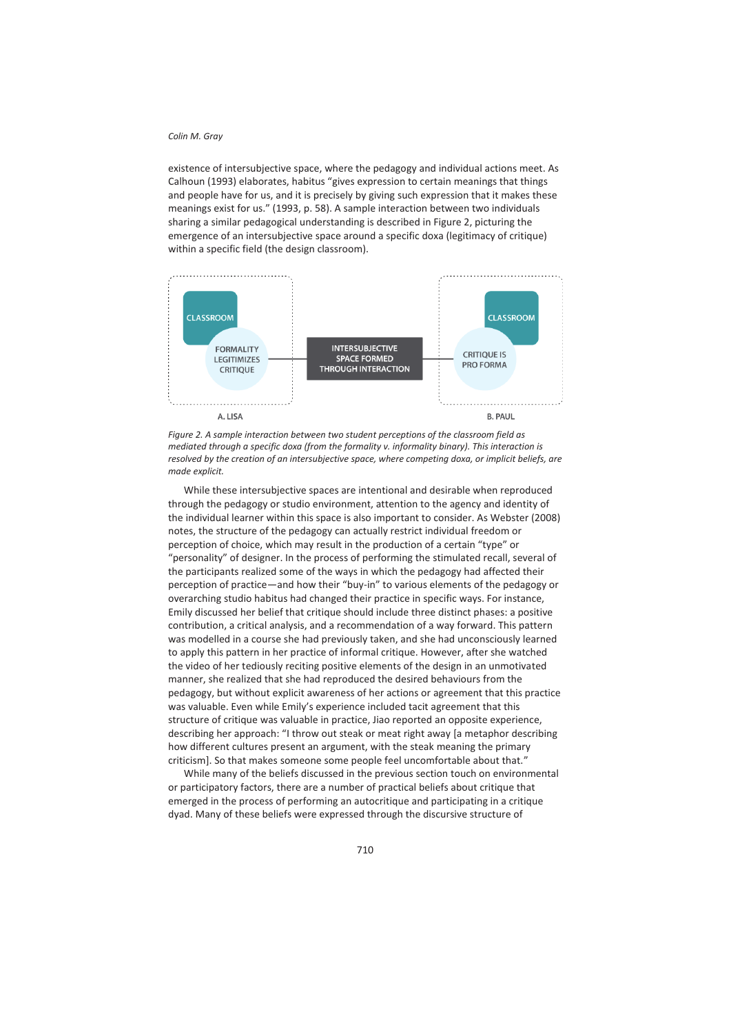existence of intersubjective space, where the pedagogy and individual actions meet. As Calhoun (1993) elaborates, habitus "gives expression to certain meanings that things and people have for us, and it is precisely by giving such expression that it makes these meanings exist for us." (1993, p. 58). A sample interaction between two individuals sharing a similar pedagogical understanding is described in Figure 2, picturing the emergence of an intersubjective space around a specific doxa (legitimacy of critique) within a specific field (the design classroom).

CLASSROOM

FORMALITY LEGITIMIZES CRITIQUE

INTERSUBJECTIVE SPACE FORMED THROUGH INTERACTION

CLASSROOM

CRITIQUE IS PRO FORMA

A. LISA

B. PAUL

*Figure 2. A sample interaction between two student perceptions of the classroom field as mediated through a specific doxa (from the formality v. informality binary). This interaction is resolved by the creation of an intersubjective space, where competing doxa, or implicit beliefs, are made explicit.*

While these intersubjective spaces are intentional and desirable when reproduced through the pedagogy or studio environment, attention to the agency and identity of the individual learner within this space is also important to consider. As Webster (2008) notes, the structure of the pedagogy can actually restrict individual freedom or perception of choice, which may result in the production of a certain "type" or "personality" of designer. In the process of performing the stimulated recall, several of the participants realized some of the ways in which the pedagogy had affected their perception of practice—and how their "buy-in" to various elements of the pedagogy or overarching studio habitus had changed their practice in specific ways. For instance, Emily discussed her belief that critique should include three distinct phases: a positive contribution, a critical analysis, and a recommendation of a way forward. This pattern was modelled in a course she had previously taken, and she had unconsciously learned to apply this pattern in her practice of informal critique. However, after she watched the video of her tediously reciting positive elements of the design in an unmotivated manner, she realized that she had reproduced the desired behaviours from the pedagogy, but without explicit awareness of her actions or agreement that this practice was valuable. Even while Emily's experience included tacit agreement that this structure of critique was valuable in practice, Jiao reported an opposite experience, describing her approach: "I throw out steak or meat right away [a metaphor describing how different cultures present an argument, with the steak meaning the primary criticism]. So that makes someone some people feel uncomfortable about that."

While many of the beliefs discussed in the previous section touch on environmental or participatory factors, there are a number of practical beliefs about critique that emerged in the process of performing an autocritique and participating in a critique dyad. Many of these beliefs were expressed through the discursive structure of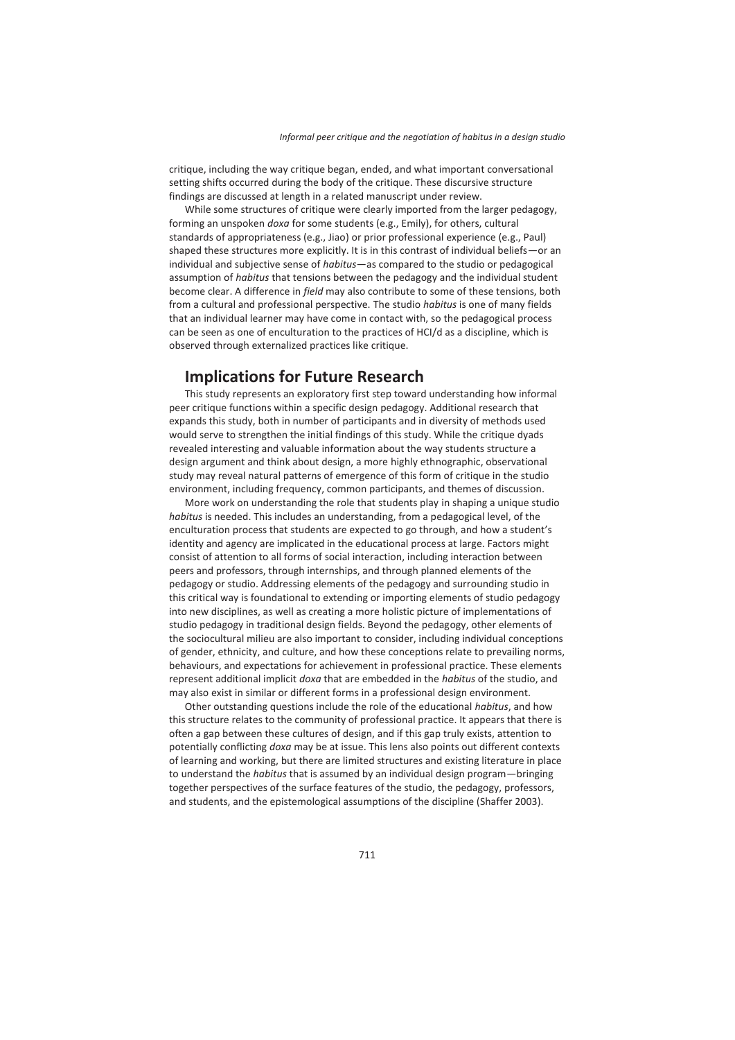critique, including the way critique began, ended, and what important conversational setting shifts occurred during the body of the critique. These discursive structure findings are discussed at length in a related manuscript under review.

While some structures of critique were clearly imported from the larger pedagogy, forming an unspoken *doxa* for some students (e.g., Emily), for others, cultural standards of appropriateness (e.g., Jiao) or prior professional experience (e.g., Paul) shaped these structures more explicitly. It is in this contrast of individual beliefs—or an individual and subjective sense of *habitus*—as compared to the studio or pedagogical assumption of *habitus* that tensions between the pedagogy and the individual student become clear. A difference in *field* may also contribute to some of these tensions, both from a cultural and professional perspective. The studio *habitus* is one of many fields that an individual learner may have come in contact with, so the pedagogical process can be seen as one of enculturation to the practices of HCI/d as a discipline, which is observed through externalized practices like critique.

## Implications for Future Research

This study represents an exploratory first step toward understanding how informal peer critique functions within a specific design pedagogy. Additional research that expands this study, both in number of participants and in diversity of methods used would serve to strengthen the initial findings of this study. While the critique dyads revealed interesting and valuable information about the way students structure a design argument and think about design, a more highly ethnographic, observational study may reveal natural patterns of emergence of this form of critique in the studio environment, including frequency, common participants, and themes of discussion.

More work on understanding the role that students play in shaping a unique studio *habitus* is needed. This includes an understanding, from a pedagogical level, of the enculturation process that students are expected to go through, and how a student's identity and agency are implicated in the educational process at large. Factors might consist of attention to all forms of social interaction, including interaction between peers and professors, through internships, and through planned elements of the pedagogy or studio. Addressing elements of the pedagogy and surrounding studio in this critical way is foundational to extending or importing elements of studio pedagogy into new disciplines, as well as creating a more holistic picture of implementations of studio pedagogy in traditional design fields. Beyond the pedagogy, other elements of the sociocultural milieu are also important to consider, including individual conceptions of gender, ethnicity, and culture, and how these conceptions relate to prevailing norms, behaviours, and expectations for achievement in professional practice. These elements represent additional implicit *doxa* that are embedded in the *habitus* of the studio, and may also exist in similar or different forms in a professional design environment.

Other outstanding questions include the role of the educational *habitus*, and how this structure relates to the community of professional practice. It appears that there is often a gap between these cultures of design, and if this gap truly exists, attention to potentially conflicting *doxa* may be at issue. This lens also points out different contexts of learning and working, but there are limited structures and existing literature in place to understand the *habitus* that is assumed by an individual design program—bringing together perspectives of the surface features of the studio, the pedagogy, professors, and students, and the epistemological assumptions of the discipline (Shaffer 2003).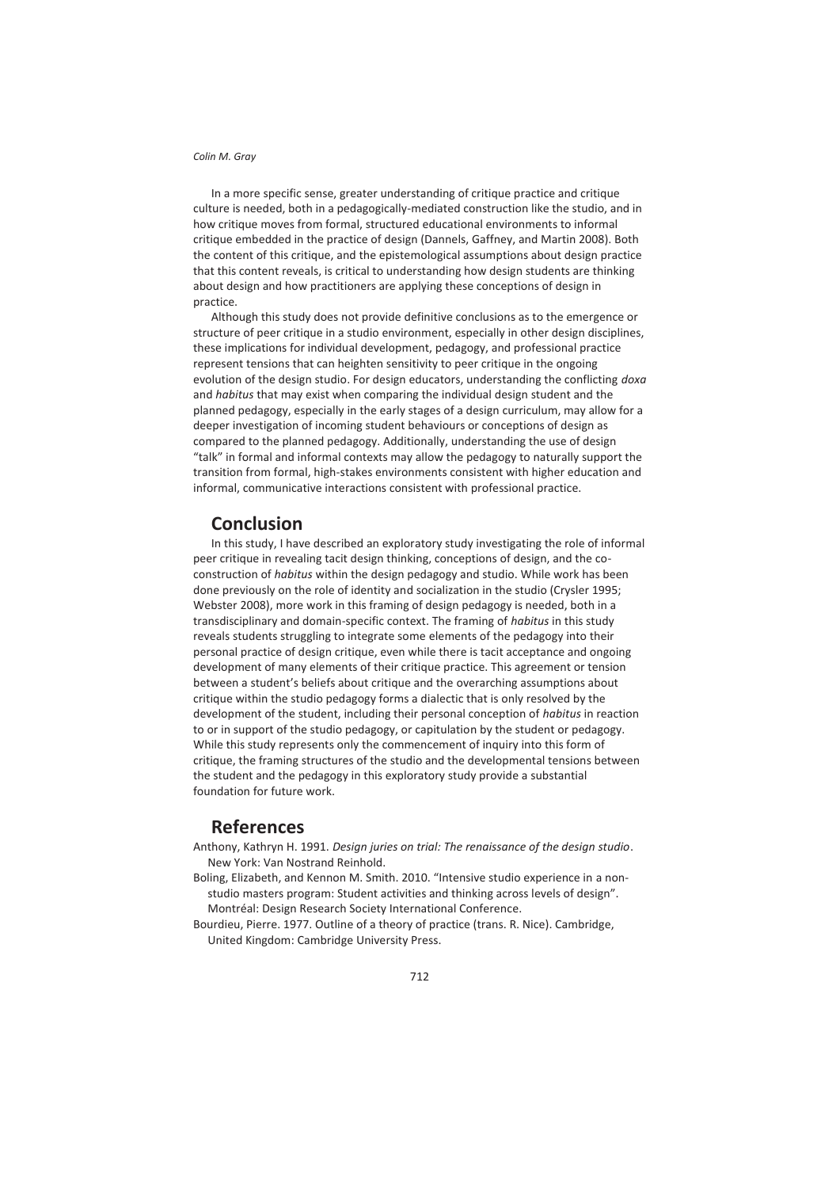In a more specific sense, greater understanding of critique practice and critique culture is needed, both in a pedagogically-mediated construction like the studio, and in how critique moves from formal, structured educational environments to informal critique embedded in the practice of design (Dannels, Gaffney, and Martin 2008). Both the content of this critique, and the epistemological assumptions about design practice that this content reveals, is critical to understanding how design students are thinking about design and how practitioners are applying these conceptions of design in practice.

Although this study does not provide definitive conclusions as to the emergence or structure of peer critique in a studio environment, especially in other design disciplines, these implications for individual development, pedagogy, and professional practice represent tensions that can heighten sensitivity to peer critique in the ongoing evolution of the design studio. For design educators, understanding the conflicting *doxa* and *habitus* that may exist when comparing the individual design student and the planned pedagogy, especially in the early stages of a design curriculum, may allow for a deeper investigation of incoming student behaviours or conceptions of design as compared to the planned pedagogy. Additionally, understanding the use of design "talk" in formal and informal contexts may allow the pedagogy to naturally support the transition from formal, high-stakes environments consistent with higher education and informal, communicative interactions consistent with professional practice.

## Conclusion

In this study, I have described an exploratory study investigating the role of informal peer critique in revealing tacit design thinking, conceptions of design, and the co-construction of *habitus* within the design pedagogy and studio. While work has been done previously on the role of identity and socialization in the studio (Crysler 1995; Webster 2008), more work in this framing of design pedagogy is needed, both in a transdisciplinary and domain-specific context. The framing of *habitus* in this study reveals students struggling to integrate some elements of the pedagogy into their personal practice of design critique, even while there is tacit acceptance and ongoing development of many elements of their critique practice. This agreement or tension between a student's beliefs about critique and the overarching assumptions about critique within the studio pedagogy forms a dialectic that is only resolved by the development of the student, including their personal conception of *habitus* in reaction to or in support of the studio pedagogy, or capitulation by the student or pedagogy. While this study represents only the commencement of inquiry into this form of critique, the framing structures of the studio and the developmental tensions between the student and the pedagogy in this exploratory study provide a substantial foundation for future work.

## References

Anthony, Kathryn H. 1991. *Design juries on trial: The renaissance of the design studio*. New York: Van Nostrand Reinhold.

Boling, Elizabeth, and Kennon M. Smith. 2010. "Intensive studio experience in a non-studio masters program: Student activities and thinking across levels of design". Montréal: Design Research Society International Conference.

Bourdieu, Pierre. 1977. Outline of a theory of practice (trans. R. Nice). Cambridge, United Kingdom: Cambridge University Press.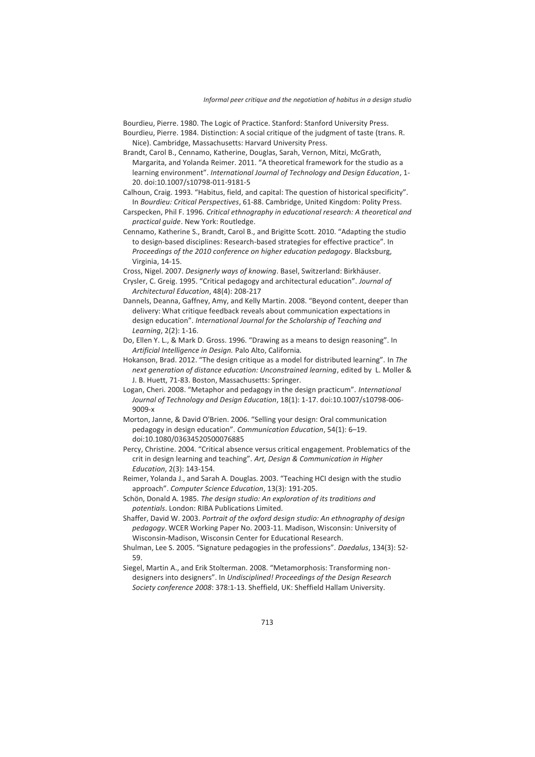Bourdieu, Pierre. 1980. The Logic of Practice. Stanford: Stanford University Press.

Bourdieu, Pierre. 1984. Distinction: A social critique of the judgment of taste (trans. R. Nice). Cambridge, Massachusetts: Harvard University Press.

Brandt, Carol B., Cennamo, Katherine, Douglas, Sarah, Vernon, Mitzi, McGrath, Margarita, and Yolanda Reimer. 2011. "A theoretical framework for the studio as a learning environment". *International Journal of Technology and Design Education*, 1-20. doi:10.1007/s10798-011-9181-5

Calhoun, Craig. 1993. "Habitus, field, and capital: The question of historical specificity". In *Bourdieu: Critical Perspectives*, 61-88. Cambridge, United Kingdom: Polity Press.

Carspecken, Phil F. 1996. *Critical ethnography in educational research: A theoretical and practical guide*. New York: Routledge.

Cennamo, Katherine S., Brandt, Carol B., and Brigitte Scott. 2010. "Adapting the studio to design-based disciplines: Research-based strategies for effective practice". In *Proceedings of the 2010 conference on higher education pedagogy*. Blacksburg, Virginia, 14-15.

Cross, Nigel. 2007. *Designerly ways of knowing*. Basel, Switzerland: Birkhäuser.

Crysler, C. Greig. 1995. "Critical pedagogy and architectural education". *Journal of Architectural Education*, 48(4): 208-217

Dannels, Deanna, Gaffney, Amy, and Kelly Martin. 2008. "Beyond content, deeper than delivery: What critique feedback reveals about communication expectations in design education". *International Journal for the Scholarship of Teaching and Learning*, 2(2): 1-16.

Do, Ellen Y. L., & Mark D. Gross. 1996. "Drawing as a means to design reasoning". In *Artificial Intelligence in Design.* Palo Alto, California.

Hokanson, Brad. 2012. "The design critique as a model for distributed learning". In *The next generation of distance education: Unconstrained learning*, edited by L. Moller & J. B. Huett, 71-83. Boston, Massachusetts: Springer.

Logan, Cheri. 2008. "Metaphor and pedagogy in the design practicum". *International Journal of Technology and Design Education*, 18(1): 1-17. doi:10.1007/s10798-006-9009-x

Morton, Janne, & David O'Brien. 2006. "Selling your design: Oral communication pedagogy in design education". *Communication Education*, 54(1): 6–19. doi:10.1080/03634520500076885

Percy, Christine. 2004. "Critical absence versus critical engagement. Problematics of the crit in design learning and teaching". *Art, Design & Communication in Higher Education*, 2(3): 143-154.

Reimer, Yolanda J., and Sarah A. Douglas. 2003. "Teaching HCI design with the studio approach". *Computer Science Education*, 13(3): 191-205.

Schön, Donald A. 1985. *The design studio: An exploration of its traditions and potentials*. London: RIBA Publications Limited.

Shaffer, David W. 2003. *Portrait of the oxford design studio: An ethnography of design pedagogy*. WCER Working Paper No. 2003-11. Madison, Wisconsin: University of Wisconsin-Madison, Wisconsin Center for Educational Research.

Shulman, Lee S. 2005. "Signature pedagogies in the professions". *Daedalus*, 134(3): 52-59.

Siegel, Martin A., and Erik Stolterman. 2008. "Metamorphosis: Transforming non-designers into designers". In *Undisciplined! Proceedings of the Design Research Society conference 2008*: 378:1-13. Sheffield, UK: Sheffield Hallam University.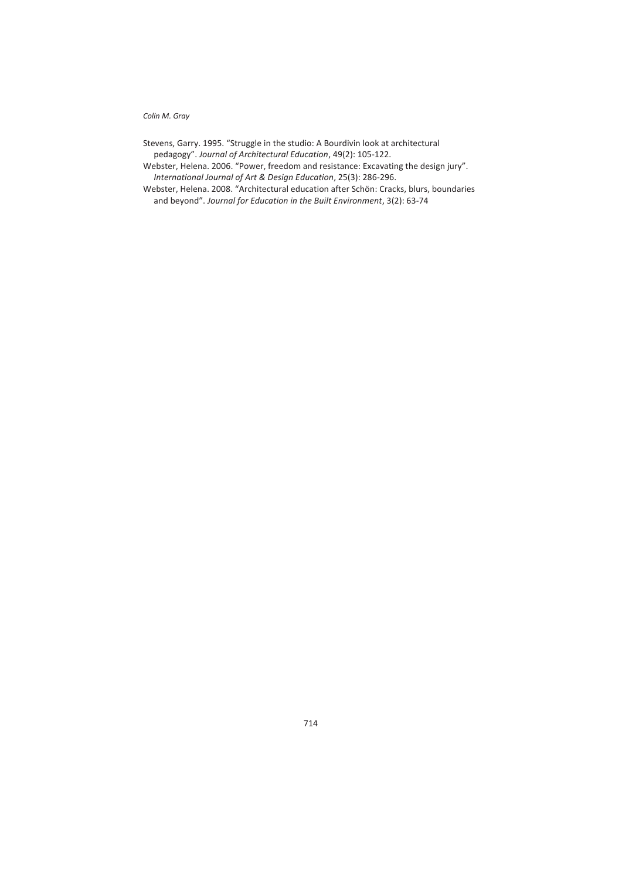Stevens, Garry. 1995. “Struggle in the studio: A Bourdivin look at architectural pedagogy”. *Journal of Architectural Education*, 49(2): 105-122.

Webster, Helena. 2006. “Power, freedom and resistance: Excavating the design jury”. *International Journal of Art & Design Education*, 25(3): 286-296.

Webster, Helena. 2008. “Architectural education after Schön: Cracks, blurs, boundaries and beyond”. *Journal for Education in the Built Environment*, 3(2): 63-74